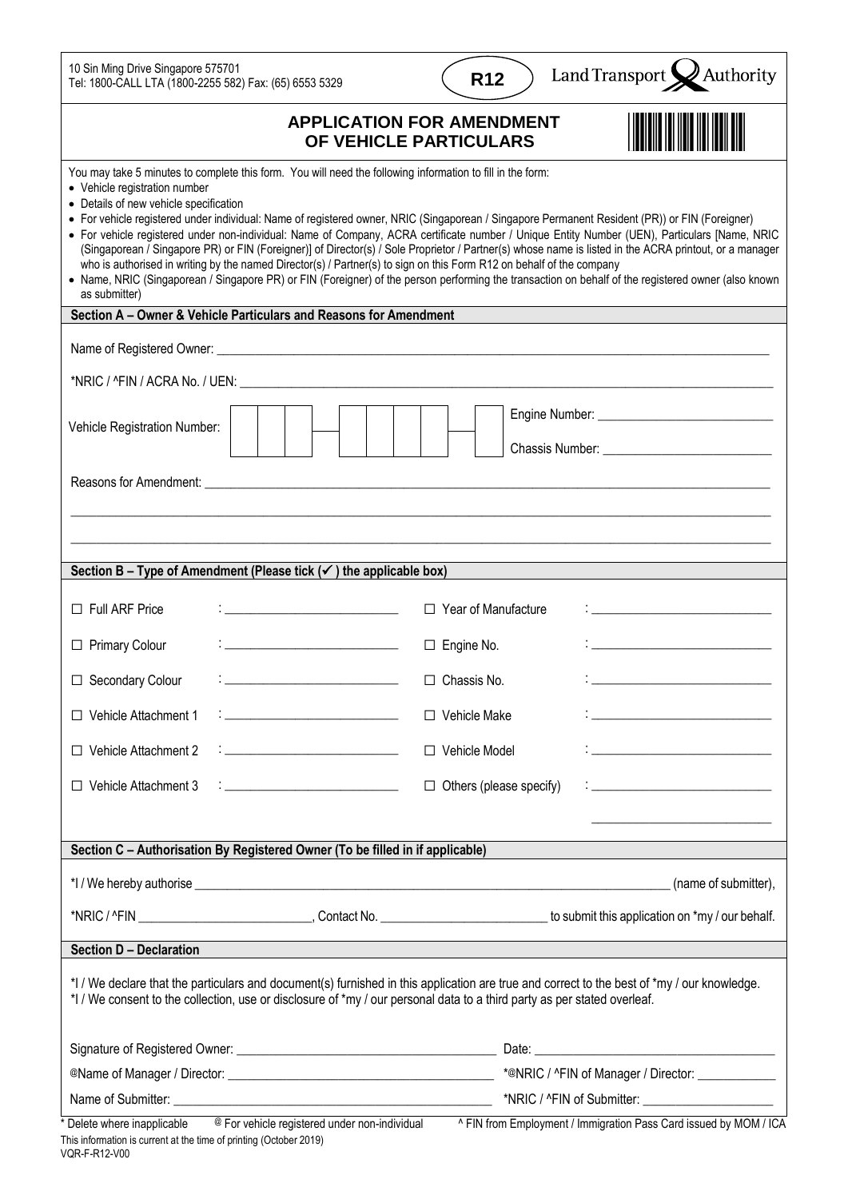10 Sin Ming Drive Singapore 575701
Tel: 1800-CALL LTA (1800-2255 582) Fax: (65) 6553 5329

**R12**

Land Transport Authority

# APPLICATION FOR AMENDMENT OF VEHICLE PARTICULARS

You may take 5 minutes to complete this form. You will need the following information to fill in the form:

- Vehicle registration number
- Details of new vehicle specification
- For vehicle registered under individual: Name of registered owner, NRIC (Singaporean / Singapore Permanent Resident (PR)) or FIN (Foreigner)
- For vehicle registered under non-individual: Name of Company, ACRA certificate number / Unique Entity Number (UEN), Particulars [Name, NRIC (Singaporean / Singapore PR) or FIN (Foreigner)] of Director(s) / Sole Proprietor / Partner(s) whose name is listed in the ACRA printout, or a manager who is authorised in writing by the named Director(s) / Partner(s) to sign on this Form R12 on behalf of the company
- Name, NRIC (Singaporean / Singapore PR) or FIN (Foreigner) of the person performing the transaction on behalf of the registered owner (also known as submitter)

## Section A – Owner & Vehicle Particulars and Reasons for Amendment

Name of Registered Owner: ______________________________

*NRIC / ^FIN / ACRA No. / UEN: ______________________________

Vehicle Registration Number: [ ][ ][ ] – [ ][ ][ ][ ] – [ ]

Engine Number: ______________________________

Chassis Number: ______________________________

Reasons for Amendment: ______________________________

______________________________

______________________________

## Section B – Type of Amendment (Please tick (✓) the applicable box)

| | | | |
|---|---|---|---|
| ☐ Full ARF Price | : ____________ | ☐ Year of Manufacture | : ____________ |
| ☐ Primary Colour | : ____________ | ☐ Engine No. | : ____________ |
| ☐ Secondary Colour | : ____________ | ☐ Chassis No. | : ____________ |
| ☐ Vehicle Attachment 1 | : ____________ | ☐ Vehicle Make | : ____________ |
| ☐ Vehicle Attachment 2 | : ____________ | ☐ Vehicle Model | : ____________ |
| ☐ Vehicle Attachment 3 | : ____________ | ☐ Others (please specify) | : ____________ |
| | | | ____________ |

## Section C – Authorisation By Registered Owner (To be filled in if applicable)

*I / We hereby authorise ______________________________ (name of submitter),

*NRIC / ^FIN ____________, Contact No. ____________ to submit this application on *my / our behalf.

## Section D – Declaration

*I / We declare that the particulars and document(s) furnished in this application are true and correct to the best of *my / our knowledge.
*I / We consent to the collection, use or disclosure of *my / our personal data to a third party as per stated overleaf.

Signature of Registered Owner: ______________________________ Date: ____________

@Name of Manager / Director: ______________________________ *@NRIC / ^FIN of Manager / Director: ____________

Name of Submitter: ______________________________ *NRIC / ^FIN of Submitter: ____________

\* Delete where inapplicable   @ For vehicle registered under non-individual   ^ FIN from Employment / Immigration Pass Card issued by MOM / ICA

This information is current at the time of printing (October 2019)
VQR-F-R12-V00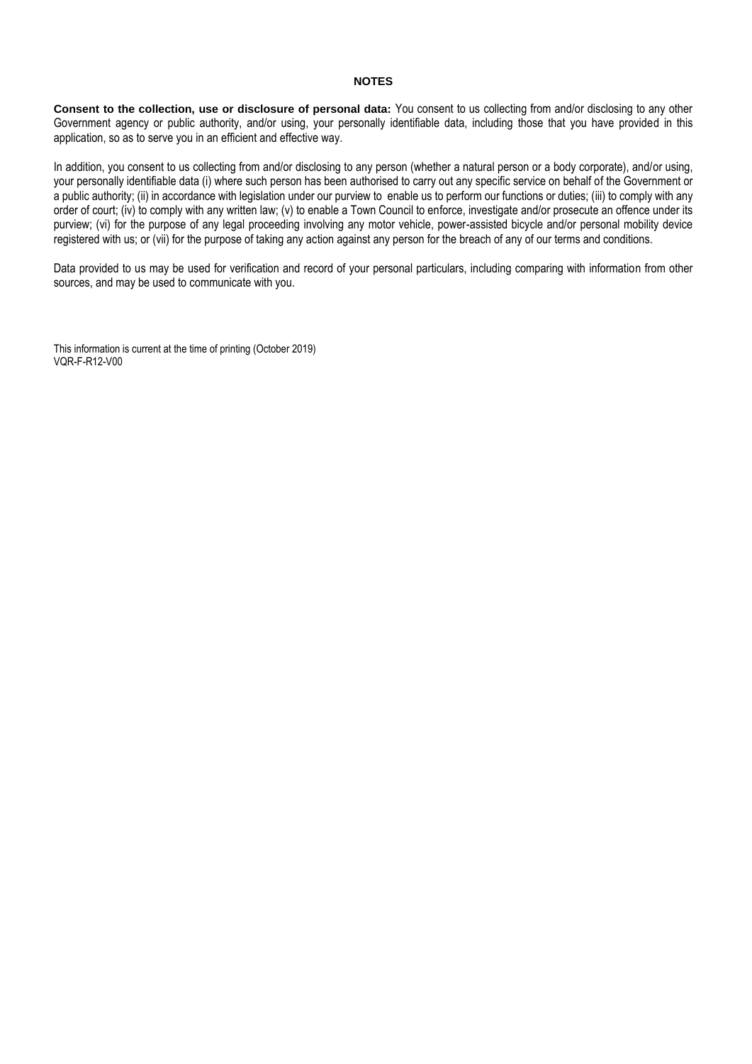## NOTES

**Consent to the collection, use or disclosure of personal data:** You consent to us collecting from and/or disclosing to any other Government agency or public authority, and/or using, your personally identifiable data, including those that you have provided in this application, so as to serve you in an efficient and effective way.

In addition, you consent to us collecting from and/or disclosing to any person (whether a natural person or a body corporate), and/or using, your personally identifiable data (i) where such person has been authorised to carry out any specific service on behalf of the Government or a public authority; (ii) in accordance with legislation under our purview to enable us to perform our functions or duties; (iii) to comply with any order of court; (iv) to comply with any written law; (v) to enable a Town Council to enforce, investigate and/or prosecute an offence under its purview; (vi) for the purpose of any legal proceeding involving any motor vehicle, power-assisted bicycle and/or personal mobility device registered with us; or (vii) for the purpose of taking any action against any person for the breach of any of our terms and conditions.

Data provided to us may be used for verification and record of your personal particulars, including comparing with information from other sources, and may be used to communicate with you.

This information is current at the time of printing (October 2019)
VQR-F-R12-V00